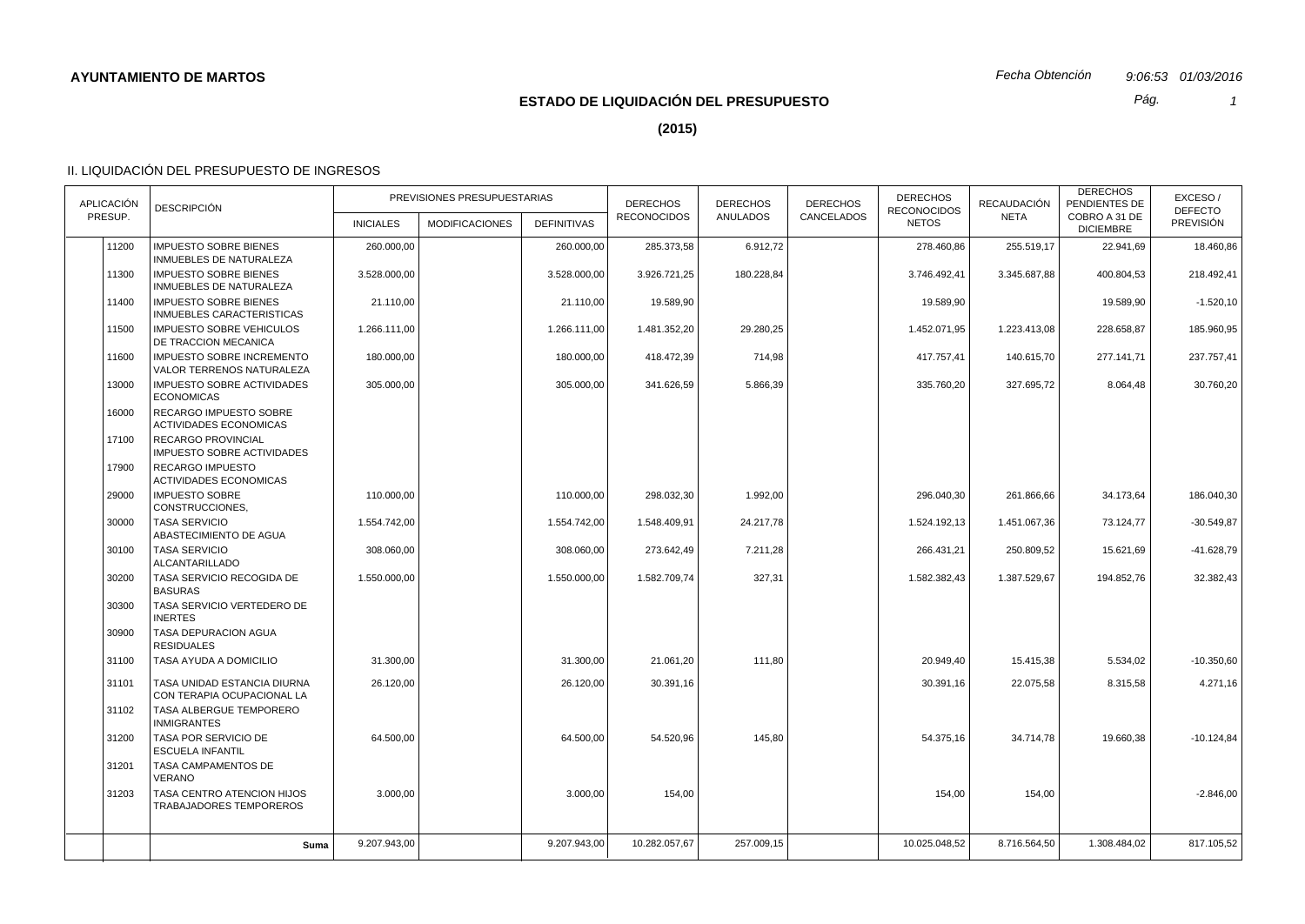**AYUNTAMIENTO DE MARTOS**

*Fecha Obtención* *9:06:53 01/03/2016*

## ESTADO DE LIQUIDACIÓN DEL PRESUPUESTO

**(2015)**

II. LIQUIDACIÓN DEL PRESUPUESTO DE INGRESOS

| APLICACIÓN PRESUP. | DESCRIPCIÓN | PREVISIONES PRESUPUESTARIAS | | | DERECHOS RECONOCIDOS | DERECHOS ANULADOS | DERECHOS CANCELADOS | DERECHOS RECONOCIDOS NETOS | RECAUDACIÓN NETA | DERECHOS PENDIENTES DE COBRO A 31 DE DICIEMBRE | EXCESO / DEFECTO PREVISIÓN |
|---|---|---|---|---|---|---|---|---|---|---|---|
| | | INICIALES | MODIFICACIONES | DEFINITIVAS | | | | | | | |
| 11200 | IMPUESTO SOBRE BIENES INMUEBLES DE NATURALEZA | 260.000,00 | | 260.000,00 | 285.373,58 | 6.912,72 | | 278.460,86 | 255.519,17 | 22.941,69 | 18.460,86 |
| 11300 | IMPUESTO SOBRE BIENES INMUEBLES DE NATURALEZA | 3.528.000,00 | | 3.528.000,00 | 3.926.721,25 | 180.228,84 | | 3.746.492,41 | 3.345.687,88 | 400.804,53 | 218.492,41 |
| 11400 | IMPUESTO SOBRE BIENES INMUEBLES CARACTERISTICAS | 21.110,00 | | 21.110,00 | 19.589,90 | | | 19.589,90 | | 19.589,90 | -1.520,10 |
| 11500 | IMPUESTO SOBRE VEHICULOS DE TRACCION MECANICA | 1.266.111,00 | | 1.266.111,00 | 1.481.352,20 | 29.280,25 | | 1.452.071,95 | 1.223.413,08 | 228.658,87 | 185.960,95 |
| 11600 | IMPUESTO SOBRE INCREMENTO VALOR TERRENOS NATURALEZA | 180.000,00 | | 180.000,00 | 418.472,39 | 714,98 | | 417.757,41 | 140.615,70 | 277.141,71 | 237.757,41 |
| 13000 | IMPUESTO SOBRE ACTIVIDADES ECONOMICAS | 305.000,00 | | 305.000,00 | 341.626,59 | 5.866,39 | | 335.760,20 | 327.695,72 | 8.064,48 | 30.760,20 |
| 16000 | RECARGO IMPUESTO SOBRE ACTIVIDADES ECONOMICAS | | | | | | | | | | |
| 17100 | RECARGO PROVINCIAL IMPUESTO SOBRE ACTIVIDADES | | | | | | | | | | |
| 17900 | RECARGO IMPUESTO ACTIVIDADES ECONOMICAS | | | | | | | | | | |
| 29000 | IMPUESTO SOBRE CONSTRUCCIONES, | 110.000,00 | | 110.000,00 | 298.032,30 | 1.992,00 | | 296.040,30 | 261.866,66 | 34.173,64 | 186.040,30 |
| 30000 | TASA SERVICIO ABASTECIMIENTO DE AGUA | 1.554.742,00 | | 1.554.742,00 | 1.548.409,91 | 24.217,78 | | 1.524.192,13 | 1.451.067,36 | 73.124,77 | -30.549,87 |
| 30100 | TASA SERVICIO ALCANTARILLADO | 308.060,00 | | 308.060,00 | 273.642,49 | 7.211,28 | | 266.431,21 | 250.809,52 | 15.621,69 | -41.628,79 |
| 30200 | TASA SERVICIO RECOGIDA DE BASURAS | 1.550.000,00 | | 1.550.000,00 | 1.582.709,74 | 327,31 | | 1.582.382,43 | 1.387.529,67 | 194.852,76 | 32.382,43 |
| 30300 | TASA SERVICIO VERTEDERO DE INERTES | | | | | | | | | | |
| 30900 | TASA DEPURACION AGUA RESIDUALES | | | | | | | | | | |
| 31100 | TASA AYUDA A DOMICILIO | 31.300,00 | | 31.300,00 | 21.061,20 | 111,80 | | 20.949,40 | 15.415,38 | 5.534,02 | -10.350,60 |
| 31101 | TASA UNIDAD ESTANCIA DIURNA CON TERAPIA OCUPACIONAL LA | 26.120,00 | | 26.120,00 | 30.391,16 | | | 30.391,16 | 22.075,58 | 8.315,58 | 4.271,16 |
| 31102 | TASA ALBERGUE TEMPORERO INMIGRANTES | | | | | | | | | | |
| 31200 | TASA POR SERVICIO DE ESCUELA INFANTIL | 64.500,00 | | 64.500,00 | 54.520,96 | 145,80 | | 54.375,16 | 34.714,78 | 19.660,38 | -10.124,84 |
| 31201 | TASA CAMPAMENTOS DE VERANO | | | | | | | | | | |
| 31203 | TASA CENTRO ATENCION HIJOS TRABAJADORES TEMPOREROS | 3.000,00 | | 3.000,00 | 154,00 | | | 154,00 | 154,00 | | -2.846,00 |
| | **Suma** | 9.207.943,00 | | 9.207.943,00 | 10.282.057,67 | 257.009,15 | | 10.025.048,52 | 8.716.564,50 | 1.308.484,02 | 817.105,52 |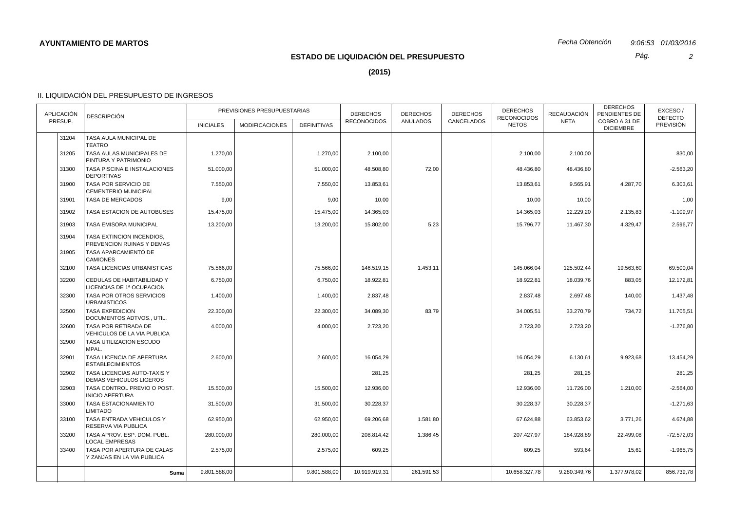**AYUNTAMIENTO DE MARTOS**

*Fecha Obtención* *9:06:53 01/03/2016*

## ESTADO DE LIQUIDACIÓN DEL PRESUPUESTO

**(2015)**

II. LIQUIDACIÓN DEL PRESUPUESTO DE INGRESOS

| APLICACIÓN PRESUP. | DESCRIPCIÓN | PREVISIONES PRESUPUESTARIAS | | | DERECHOS RECONOCIDOS | DERECHOS ANULADOS | DERECHOS CANCELADOS | DERECHOS RECONOCIDOS NETOS | RECAUDACIÓN NETA | DERECHOS PENDIENTES DE COBRO A 31 DE DICIEMBRE | EXCESO / DEFECTO PREVISIÓN |
|---|---|---|---|---|---|---|---|---|---|---|---|
| | | INICIALES | MODIFICACIONES | DEFINITIVAS | | | | | | | |
| 31204 | TASA AULA MUNICIPAL DE TEATRO | | | | | | | | | | |
| 31205 | TASA AULAS MUNICIPALES DE PINTURA Y PATRIMONIO | 1.270,00 | | 1.270,00 | 2.100,00 | | | 2.100,00 | 2.100,00 | | 830,00 |
| 31300 | TASA PISCINA E INSTALACIONES DEPORTIVAS | 51.000,00 | | 51.000,00 | 48.508,80 | 72,00 | | 48.436,80 | 48.436,80 | | -2.563,20 |
| 31900 | TASA POR SERVICIO DE CEMENTERIO MUNICIPAL | 7.550,00 | | 7.550,00 | 13.853,61 | | | 13.853,61 | 9.565,91 | 4.287,70 | 6.303,61 |
| 31901 | TASA DE MERCADOS | 9,00 | | 9,00 | 10,00 | | | 10,00 | 10,00 | | 1,00 |
| 31902 | TASA ESTACION DE AUTOBUSES | 15.475,00 | | 15.475,00 | 14.365,03 | | | 14.365,03 | 12.229,20 | 2.135,83 | -1.109,97 |
| 31903 | TASA EMISORA MUNICIPAL | 13.200,00 | | 13.200,00 | 15.802,00 | 5,23 | | 15.796,77 | 11.467,30 | 4.329,47 | 2.596,77 |
| 31904 | TASA EXTINCION INCENDIOS, PREVENCION RUINAS Y DEMAS | | | | | | | | | | |
| 31905 | TASA APARCAMIENTO DE CAMIONES | | | | | | | | | | |
| 32100 | TASA LICENCIAS URBANISTICAS | 75.566,00 | | 75.566,00 | 146.519,15 | 1.453,11 | | 145.066,04 | 125.502,44 | 19.563,60 | 69.500,04 |
| 32200 | CEDULAS DE HABITABILIDAD Y LICENCIAS DE 1ª OCUPACION | 6.750,00 | | 6.750,00 | 18.922,81 | | | 18.922,81 | 18.039,76 | 883,05 | 12.172,81 |
| 32300 | TASA POR OTROS SERVICIOS URBANISTICOS | 1.400,00 | | 1.400,00 | 2.837,48 | | | 2.837,48 | 2.697,48 | 140,00 | 1.437,48 |
| 32500 | TASA EXPEDICION DOCUMENTOS ADTVOS., UTIL. | 22.300,00 | | 22.300,00 | 34.089,30 | 83,79 | | 34.005,51 | 33.270,79 | 734,72 | 11.705,51 |
| 32600 | TASA POR RETIRADA DE VEHICULOS DE LA VIA PUBLICA | 4.000,00 | | 4.000,00 | 2.723,20 | | | 2.723,20 | 2.723,20 | | -1.276,80 |
| 32900 | TASA UTILIZACION ESCUDO MPAL. | | | | | | | | | | |
| 32901 | TASA LICENCIA DE APERTURA ESTABLECIMIENTOS | 2.600,00 | | 2.600,00 | 16.054,29 | | | 16.054,29 | 6.130,61 | 9.923,68 | 13.454,29 |
| 32902 | TASA LICENCIAS AUTO-TAXIS Y DEMAS VEHICULOS LIGEROS | | | | 281,25 | | | 281,25 | 281,25 | | 281,25 |
| 32903 | TASA CONTROL PREVIO O POST. INICIO APERTURA | 15.500,00 | | 15.500,00 | 12.936,00 | | | 12.936,00 | 11.726,00 | 1.210,00 | -2.564,00 |
| 33000 | TASA ESTACIONAMIENTO LIMITADO | 31.500,00 | | 31.500,00 | 30.228,37 | | | 30.228,37 | 30.228,37 | | -1.271,63 |
| 33100 | TASA ENTRADA VEHICULOS Y RESERVA VIA PUBLICA | 62.950,00 | | 62.950,00 | 69.206,68 | 1.581,80 | | 67.624,88 | 63.853,62 | 3.771,26 | 4.674,88 |
| 33200 | TASA APROV. ESP. DOM. PUBL. LOCAL EMPRESAS | 280.000,00 | | 280.000,00 | 208.814,42 | 1.386,45 | | 207.427,97 | 184.928,89 | 22.499,08 | -72.572,03 |
| 33400 | TASA POR APERTURA DE CALAS Y ZANJAS EN LA VIA PUBLICA | 2.575,00 | | 2.575,00 | 609,25 | | | 609,25 | 593,64 | 15,61 | -1.965,75 |
| | **Suma** | 9.801.588,00 | | 9.801.588,00 | 10.919.919,31 | 261.591,53 | | 10.658.327,78 | 9.280.349,76 | 1.377.978,02 | 856.739,78 |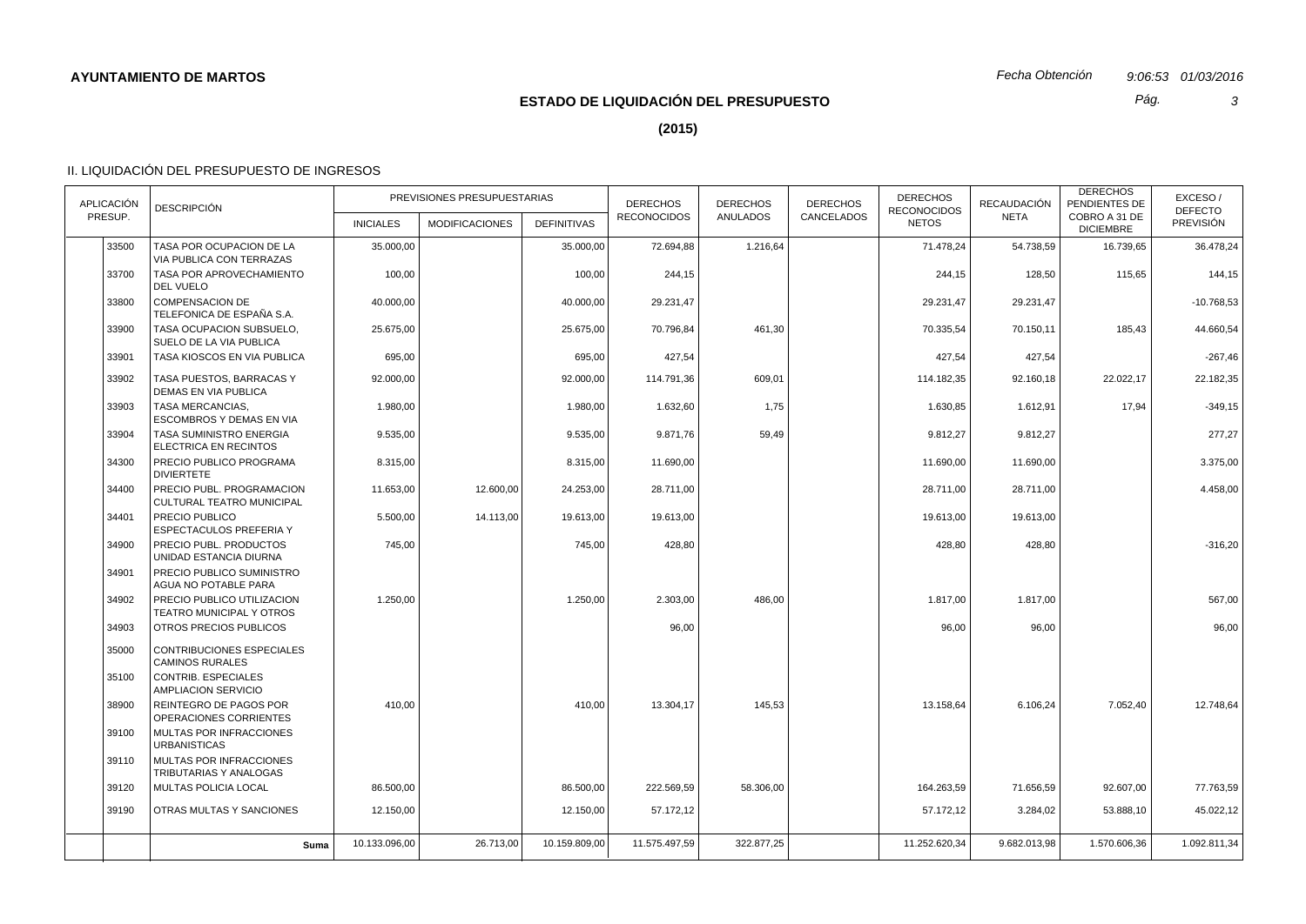**AYUNTAMIENTO DE MARTOS**

*Fecha Obtención* *9:06:53 01/03/2016*

## ESTADO DE LIQUIDACIÓN DEL PRESUPUESTO

**(2015)**

II. LIQUIDACIÓN DEL PRESUPUESTO DE INGRESOS

| APLICACIÓN PRESUP. | DESCRIPCIÓN | PREVISIONES PRESUPUESTARIAS | | | DERECHOS RECONOCIDOS | DERECHOS ANULADOS | DERECHOS CANCELADOS | DERECHOS RECONOCIDOS NETOS | RECAUDACIÓN NETA | DERECHOS PENDIENTES DE COBRO A 31 DE DICIEMBRE | EXCESO / DEFECTO PREVISIÓN |
|---|---|---|---|---|---|---|---|---|---|---|---|
| | | INICIALES | MODIFICACIONES | DEFINITIVAS | | | | | | | |
| 33500 | TASA POR OCUPACION DE LA VIA PUBLICA CON TERRAZAS | 35.000,00 | | 35.000,00 | 72.694,88 | 1.216,64 | | 71.478,24 | 54.738,59 | 16.739,65 | 36.478,24 |
| 33700 | TASA POR APROVECHAMIENTO DEL VUELO | 100,00 | | 100,00 | 244,15 | | | 244,15 | 128,50 | 115,65 | 144,15 |
| 33800 | COMPENSACION DE TELEFONICA DE ESPAÑA S.A. | 40.000,00 | | 40.000,00 | 29.231,47 | | | 29.231,47 | 29.231,47 | | -10.768,53 |
| 33900 | TASA OCUPACION SUBSUELO, SUELO DE LA VIA PUBLICA | 25.675,00 | | 25.675,00 | 70.796,84 | 461,30 | | 70.335,54 | 70.150,11 | 185,43 | 44.660,54 |
| 33901 | TASA KIOSCOS EN VIA PUBLICA | 695,00 | | 695,00 | 427,54 | | | 427,54 | 427,54 | | -267,46 |
| 33902 | TASA PUESTOS, BARRACAS Y DEMAS EN VIA PUBLICA | 92.000,00 | | 92.000,00 | 114.791,36 | 609,01 | | 114.182,35 | 92.160,18 | 22.022,17 | 22.182,35 |
| 33903 | TASA MERCANCIAS, ESCOMBROS Y DEMAS EN VIA | 1.980,00 | | 1.980,00 | 1.632,60 | 1,75 | | 1.630,85 | 1.612,91 | 17,94 | -349,15 |
| 33904 | TASA SUMINISTRO ENERGIA ELECTRICA EN RECINTOS | 9.535,00 | | 9.535,00 | 9.871,76 | 59,49 | | 9.812,27 | 9.812,27 | | 277,27 |
| 34300 | PRECIO PUBLICO PROGRAMA DIVIERTETE | 8.315,00 | | 8.315,00 | 11.690,00 | | | 11.690,00 | 11.690,00 | | 3.375,00 |
| 34400 | PRECIO PUBL. PROGRAMACION CULTURAL TEATRO MUNICIPAL | 11.653,00 | 12.600,00 | 24.253,00 | 28.711,00 | | | 28.711,00 | 28.711,00 | | 4.458,00 |
| 34401 | PRECIO PUBLICO ESPECTACULOS PREFERIA Y | 5.500,00 | 14.113,00 | 19.613,00 | 19.613,00 | | | 19.613,00 | 19.613,00 | | |
| 34900 | PRECIO PUBL. PRODUCTOS UNIDAD ESTANCIA DIURNA | 745,00 | | 745,00 | 428,80 | | | 428,80 | 428,80 | | -316,20 |
| 34901 | PRECIO PUBLICO SUMINISTRO AGUA NO POTABLE PARA | | | | | | | | | | |
| 34902 | PRECIO PUBLICO UTILIZACION TEATRO MUNICIPAL Y OTROS | 1.250,00 | | 1.250,00 | 2.303,00 | 486,00 | | 1.817,00 | 1.817,00 | | 567,00 |
| 34903 | OTROS PRECIOS PUBLICOS | | | | 96,00 | | | 96,00 | 96,00 | | 96,00 |
| 35000 | CONTRIBUCIONES ESPECIALES CAMINOS RURALES | | | | | | | | | | |
| 35100 | CONTRIB. ESPECIALES AMPLIACION SERVICIO | | | | | | | | | | |
| 38900 | REINTEGRO DE PAGOS POR OPERACIONES CORRIENTES | 410,00 | | 410,00 | 13.304,17 | 145,53 | | 13.158,64 | 6.106,24 | 7.052,40 | 12.748,64 |
| 39100 | MULTAS POR INFRACCIONES URBANISTICAS | | | | | | | | | | |
| 39110 | MULTAS POR INFRACCIONES TRIBUTARIAS Y ANALOGAS | | | | | | | | | | |
| 39120 | MULTAS POLICIA LOCAL | 86.500,00 | | 86.500,00 | 222.569,59 | 58.306,00 | | 164.263,59 | 71.656,59 | 92.607,00 | 77.763,59 |
| 39190 | OTRAS MULTAS Y SANCIONES | 12.150,00 | | 12.150,00 | 57.172,12 | | | 57.172,12 | 3.284,02 | 53.888,10 | 45.022,12 |
| | **Suma** | 10.133.096,00 | 26.713,00 | 10.159.809,00 | 11.575.497,59 | 322.877,25 | | 11.252.620,34 | 9.682.013,98 | 1.570.606,36 | 1.092.811,34 |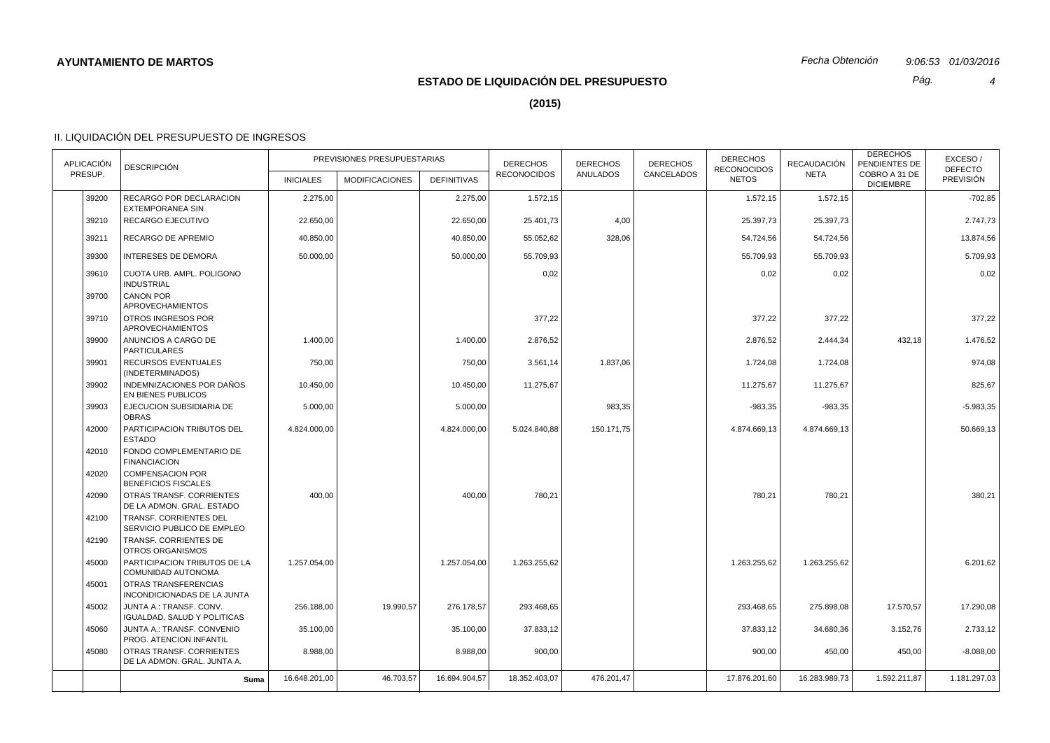**AYUNTAMIENTO DE MARTOS**

*Fecha Obtención 9:06:53 01/03/2016*

## ESTADO DE LIQUIDACIÓN DEL PRESUPUESTO

**(2015)**

II. LIQUIDACIÓN DEL PRESUPUESTO DE INGRESOS

| APLICACIÓN PRESUP. | DESCRIPCIÓN | PREVISIONES PRESUPUESTARIAS | | | DERECHOS RECONOCIDOS | DERECHOS ANULADOS | DERECHOS CANCELADOS | DERECHOS RECONOCIDOS NETOS | RECAUDACIÓN NETA | DERECHOS PENDIENTES DE COBRO A 31 DE DICIEMBRE | EXCESO / DEFECTO PREVISIÓN |
|---|---|---|---|---|---|---|---|---|---|---|---|
| | | INICIALES | MODIFICACIONES | DEFINITIVAS | | | | | | | |
| 39200 | RECARGO POR DECLARACION EXTEMPORANEA SIN | 2.275,00 | | 2.275,00 | 1.572,15 | | | 1.572,15 | 1.572,15 | | -702,85 |
| 39210 | RECARGO EJECUTIVO | 22.650,00 | | 22.650,00 | 25.401,73 | 4,00 | | 25.397,73 | 25.397,73 | | 2.747,73 |
| 39211 | RECARGO DE APREMIO | 40.850,00 | | 40.850,00 | 55.052,62 | 328,06 | | 54.724,56 | 54.724,56 | | 13.874,56 |
| 39300 | INTERESES DE DEMORA | 50.000,00 | | 50.000,00 | 55.709,93 | | | 55.709,93 | 55.709,93 | | 5.709,93 |
| 39610 | CUOTA URB. AMPL. POLIGONO INDUSTRIAL | | | | 0,02 | | | 0,02 | 0,02 | | 0,02 |
| 39700 | CANON POR APROVECHAMIENTOS | | | | | | | | | | |
| 39710 | OTROS INGRESOS POR APROVECHAMIENTOS | | | | 377,22 | | | 377,22 | 377,22 | | 377,22 |
| 39900 | ANUNCIOS A CARGO DE PARTICULARES | 1.400,00 | | 1.400,00 | 2.876,52 | | | 2.876,52 | 2.444,34 | 432,18 | 1.476,52 |
| 39901 | RECURSOS EVENTUALES (INDETERMINADOS) | 750,00 | | 750,00 | 3.561,14 | 1.837,06 | | 1.724,08 | 1.724,08 | | 974,08 |
| 39902 | INDEMNIZACIONES POR DAÑOS EN BIENES PUBLICOS | 10.450,00 | | 10.450,00 | 11.275,67 | | | 11.275,67 | 11.275,67 | | 825,67 |
| 39903 | EJECUCION SUBSIDIARIA DE OBRAS | 5.000,00 | | 5.000,00 | | 983,35 | | -983,35 | -983,35 | | -5.983,35 |
| 42000 | PARTICIPACION TRIBUTOS DEL ESTADO | 4.824.000,00 | | 4.824.000,00 | 5.024.840,88 | 150.171,75 | | 4.874.669,13 | 4.874.669,13 | | 50.669,13 |
| 42010 | FONDO COMPLEMENTARIO DE FINANCIACION | | | | | | | | | | |
| 42020 | COMPENSACION POR BENEFICIOS FISCALES | | | | | | | | | | |
| 42090 | OTRAS TRANSF. CORRIENTES DE LA ADMON. GRAL. ESTADO | 400,00 | | 400,00 | 780,21 | | | 780,21 | 780,21 | | 380,21 |
| 42100 | TRANSF. CORRIENTES DEL SERVICIO PUBLICO DE EMPLEO | | | | | | | | | | |
| 42190 | TRANSF. CORRIENTES DE OTROS ORGANISMOS | | | | | | | | | | |
| 45000 | PARTICIPACION TRIBUTOS DE LA COMUNIDAD AUTONOMA | 1.257.054,00 | | 1.257.054,00 | 1.263.255,62 | | | 1.263.255,62 | 1.263.255,62 | | 6.201,62 |
| 45001 | OTRAS TRANSFERENCIAS INCONDICIONADAS DE LA JUNTA | | | | | | | | | | |
| 45002 | JUNTA A.: TRANSF. CONV. IGUALDAD, SALUD Y POLITICAS | 256.188,00 | 19.990,57 | 276.178,57 | 293.468,65 | | | 293.468,65 | 275.898,08 | 17.570,57 | 17.290,08 |
| 45060 | JUNTA A.: TRANSF. CONVENIO PROG. ATENCION INFANTIL | 35.100,00 | | 35.100,00 | 37.833,12 | | | 37.833,12 | 34.680,36 | 3.152,76 | 2.733,12 |
| 45080 | OTRAS TRANSF. CORRIENTES DE LA ADMON. GRAL. JUNTA A. | 8.988,00 | | 8.988,00 | 900,00 | | | 900,00 | 450,00 | 450,00 | -8.088,00 |
| | **Suma** | 16.648.201,00 | 46.703,57 | 16.694.904,57 | 18.352.403,07 | 476.201,47 | | 17.876.201,60 | 16.283.989,73 | 1.592.211,87 | 1.181.297,03 |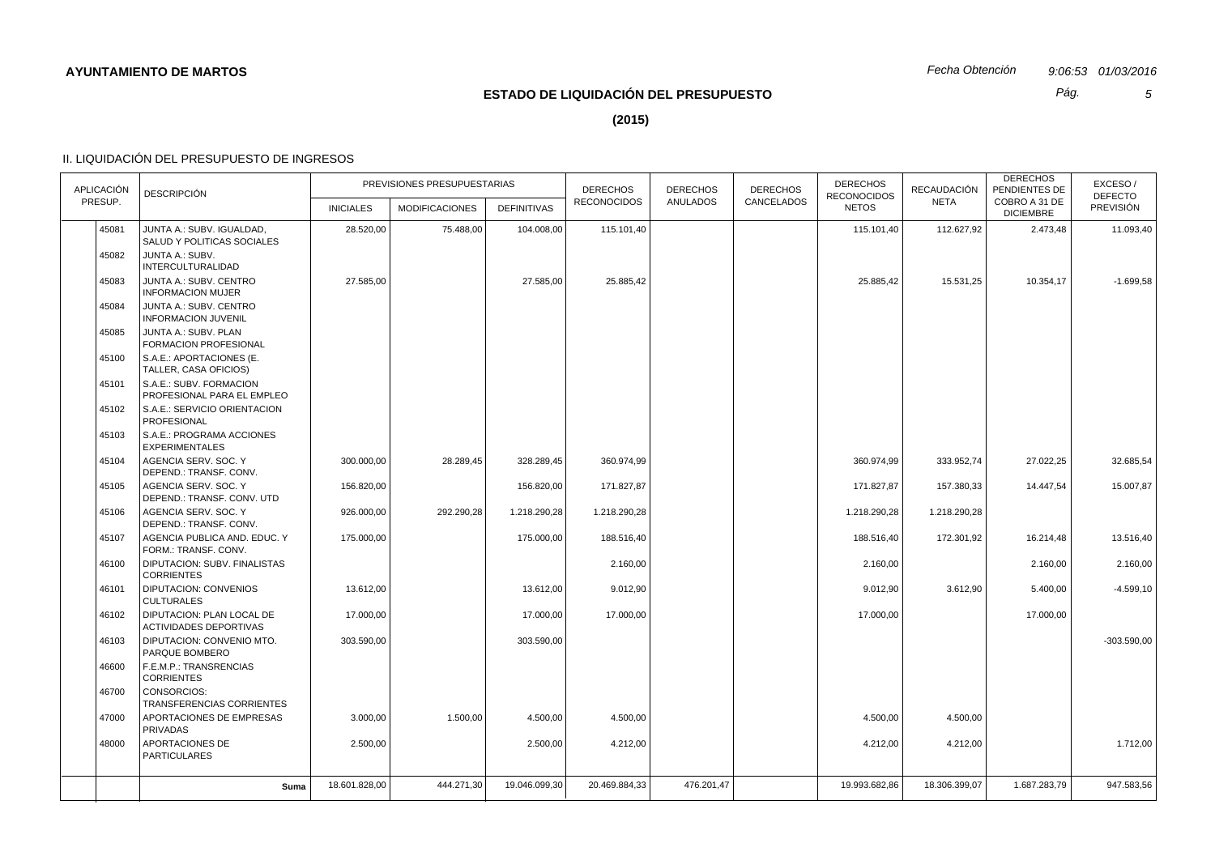**AYUNTAMIENTO DE MARTOS**

*Fecha Obtención 9:06:53 01/03/2016*

## ESTADO DE LIQUIDACIÓN DEL PRESUPUESTO

**(2015)**

### II. LIQUIDACIÓN DEL PRESUPUESTO DE INGRESOS

| APLICACIÓN PRESUP. | DESCRIPCIÓN | PREVISIONES PRESUPUESTARIAS | | | DERECHOS RECONOCIDOS | DERECHOS ANULADOS | DERECHOS CANCELADOS | DERECHOS RECONOCIDOS NETOS | RECAUDACIÓN NETA | DERECHOS PENDIENTES DE COBRO A 31 DE DICIEMBRE | EXCESO / DEFECTO PREVISIÓN |
|---|---|---|---|---|---|---|---|---|---|---|---|
| | | INICIALES | MODIFICACIONES | DEFINITIVAS | | | | | | | |
| 45081 | JUNTA A.: SUBV. IGUALDAD, SALUD Y POLITICAS SOCIALES | 28.520,00 | 75.488,00 | 104.008,00 | 115.101,40 | | | 115.101,40 | 112.627,92 | 2.473,48 | 11.093,40 |
| 45082 | JUNTA A.: SUBV. INTERCULTURALIDAD | | | | | | | | | | |
| 45083 | JUNTA A.: SUBV. CENTRO INFORMACION MUJER | 27.585,00 | | 27.585,00 | 25.885,42 | | | 25.885,42 | 15.531,25 | 10.354,17 | -1.699,58 |
| 45084 | JUNTA A.: SUBV. CENTRO INFORMACION JUVENIL | | | | | | | | | | |
| 45085 | JUNTA A.: SUBV. PLAN FORMACION PROFESIONAL | | | | | | | | | | |
| 45100 | S.A.E.: APORTACIONES (E. TALLER, CASA OFICIOS) | | | | | | | | | | |
| 45101 | S.A.E.: SUBV. FORMACION PROFESIONAL PARA EL EMPLEO | | | | | | | | | | |
| 45102 | S.A.E.: SERVICIO ORIENTACION PROFESIONAL | | | | | | | | | | |
| 45103 | S.A.E.: PROGRAMA ACCIONES EXPERIMENTALES | | | | | | | | | | |
| 45104 | AGENCIA SERV. SOC. Y DEPEND.: TRANSF. CONV. | 300.000,00 | 28.289,45 | 328.289,45 | 360.974,99 | | | 360.974,99 | 333.952,74 | 27.022,25 | 32.685,54 |
| 45105 | AGENCIA SERV. SOC. Y DEPEND.: TRANSF. CONV. UTD | 156.820,00 | | 156.820,00 | 171.827,87 | | | 171.827,87 | 157.380,33 | 14.447,54 | 15.007,87 |
| 45106 | AGENCIA SERV. SOC. Y DEPEND.: TRANSF. CONV. | 926.000,00 | 292.290,28 | 1.218.290,28 | 1.218.290,28 | | | 1.218.290,28 | 1.218.290,28 | | |
| 45107 | AGENCIA PUBLICA AND. EDUC. Y FORM.: TRANSF. CONV. | 175.000,00 | | 175.000,00 | 188.516,40 | | | 188.516,40 | 172.301,92 | 16.214,48 | 13.516,40 |
| 46100 | DIPUTACION: SUBV. FINALISTAS CORRIENTES | | | | 2.160,00 | | | 2.160,00 | | 2.160,00 | 2.160,00 |
| 46101 | DIPUTACION: CONVENIOS CULTURALES | 13.612,00 | | 13.612,00 | 9.012,90 | | | 9.012,90 | 3.612,90 | 5.400,00 | -4.599,10 |
| 46102 | DIPUTACION: PLAN LOCAL DE ACTIVIDADES DEPORTIVAS | 17.000,00 | | 17.000,00 | 17.000,00 | | | 17.000,00 | | 17.000,00 | |
| 46103 | DIPUTACION: CONVENIO MTO. PARQUE BOMBERO | 303.590,00 | | 303.590,00 | | | | | | | -303.590,00 |
| 46600 | F.E.M.P.: TRANSRENCIAS CORRIENTES | | | | | | | | | | |
| 46700 | CONSORCIOS: TRANSFERENCIAS CORRIENTES | | | | | | | | | | |
| 47000 | APORTACIONES DE EMPRESAS PRIVADAS | 3.000,00 | 1.500,00 | 4.500,00 | 4.500,00 | | | 4.500,00 | 4.500,00 | | |
| 48000 | APORTACIONES DE PARTICULARES | 2.500,00 | | 2.500,00 | 4.212,00 | | | 4.212,00 | 4.212,00 | | 1.712,00 |
| | **Suma** | 18.601.828,00 | 444.271,30 | 19.046.099,30 | 20.469.884,33 | 476.201,47 | | 19.993.682,86 | 18.306.399,07 | 1.687.283,79 | 947.583,56 |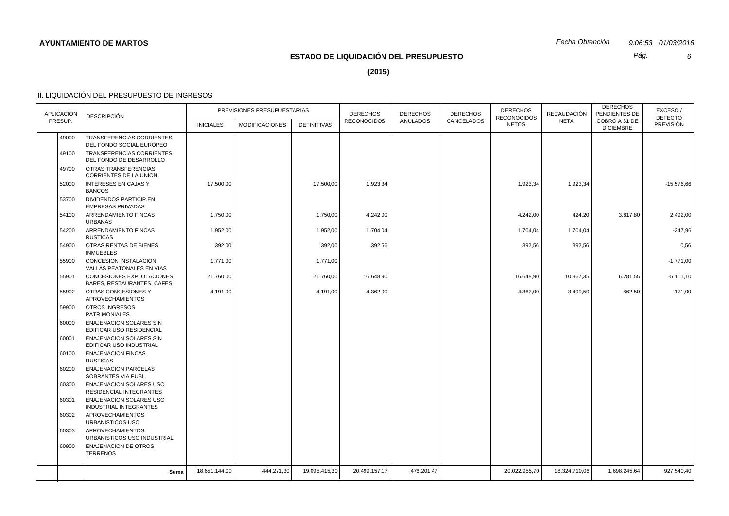**AYUNTAMIENTO DE MARTOS**

*Fecha Obtención* *9:06:53 01/03/2016*

## ESTADO DE LIQUIDACIÓN DEL PRESUPUESTO

**(2015)**

II. LIQUIDACIÓN DEL PRESUPUESTO DE INGRESOS

| APLICACIÓN PRESUP. | | DESCRIPCIÓN | PREVISIONES PRESUPUESTARIAS | | | DERECHOS RECONOCIDOS | DERECHOS ANULADOS | DERECHOS CANCELADOS | DERECHOS RECONOCIDOS NETOS | RECAUDACIÓN NETA | DERECHOS PENDIENTES DE COBRO A 31 DE DICIEMBRE | EXCESO / DEFECTO PREVISIÓN |
|---|---|---|---|---|---|---|---|---|---|---|---|---|
| | | | INICIALES | MODIFICACIONES | DEFINITIVAS | | | | | | | |
| | 49000 | TRANSFERENCIAS CORRIENTES DEL FONDO SOCIAL EUROPEO | | | | | | | | | | |
| | 49100 | TRANSFERENCIAS CORRIENTES DEL FONDO DE DESARROLLO | | | | | | | | | | |
| | 49700 | OTRAS TRANSFERENCIAS CORRIENTES DE LA UNION | | | | | | | | | | |
| | 52000 | INTERESES EN CAJAS Y BANCOS | 17.500,00 | | 17.500,00 | 1.923,34 | | | 1.923,34 | 1.923,34 | | -15.576,66 |
| | 53700 | DIVIDENDOS PARTICIP.EN EMPRESAS PRIVADAS | | | | | | | | | | |
| | 54100 | ARRENDAMIENTO FINCAS URBANAS | 1.750,00 | | 1.750,00 | 4.242,00 | | | 4.242,00 | 424,20 | 3.817,80 | 2.492,00 |
| | 54200 | ARRENDAMIENTO FINCAS RUSTICAS | 1.952,00 | | 1.952,00 | 1.704,04 | | | 1.704,04 | 1.704,04 | | -247,96 |
| | 54900 | OTRAS RENTAS DE BIENES INMUEBLES | 392,00 | | 392,00 | 392,56 | | | 392,56 | 392,56 | | 0,56 |
| | 55900 | CONCESION INSTALACION VALLAS PEATONALES EN VIAS | 1.771,00 | | 1.771,00 | | | | | | | -1.771,00 |
| | 55901 | CONCESIONES EXPLOTACIONES BARES, RESTAURANTES, CAFES | 21.760,00 | | 21.760,00 | 16.648,90 | | | 16.648,90 | 10.367,35 | 6.281,55 | -5.111,10 |
| | 55902 | OTRAS CONCESIONES Y APROVECHAMIENTOS | 4.191,00 | | 4.191,00 | 4.362,00 | | | 4.362,00 | 3.499,50 | 862,50 | 171,00 |
| | 59900 | OTROS INGRESOS PATRIMONIALES | | | | | | | | | | |
| | 60000 | ENAJENACION SOLARES SIN EDIFICAR USO RESIDENCIAL | | | | | | | | | | |
| | 60001 | ENAJENACION SOLARES SIN EDIFICAR USO INDUSTRIAL | | | | | | | | | | |
| | 60100 | ENAJENACION FINCAS RUSTICAS | | | | | | | | | | |
| | 60200 | ENAJENACION PARCELAS SOBRANTES VIA PUBL. | | | | | | | | | | |
| | 60300 | ENAJENACION SOLARES USO RESIDENCIAL INTEGRANTES | | | | | | | | | | |
| | 60301 | ENAJENACION SOLARES USO INDUSTRIAL INTEGRANTES | | | | | | | | | | |
| | 60302 | APROVECHAMIENTOS URBANISTICOS USO | | | | | | | | | | |
| | 60303 | APROVECHAMIENTOS URBANISTICOS USO INDUSTRIAL | | | | | | | | | | |
| | 60900 | ENAJENACION DE OTROS TERRENOS | | | | | | | | | | |
| | | **Suma** | 18.651.144,00 | 444.271,30 | 19.095.415,30 | 20.499.157,17 | 476.201,47 | | 20.022.955,70 | 18.324.710,06 | 1.698.245,64 | 927.540,40 |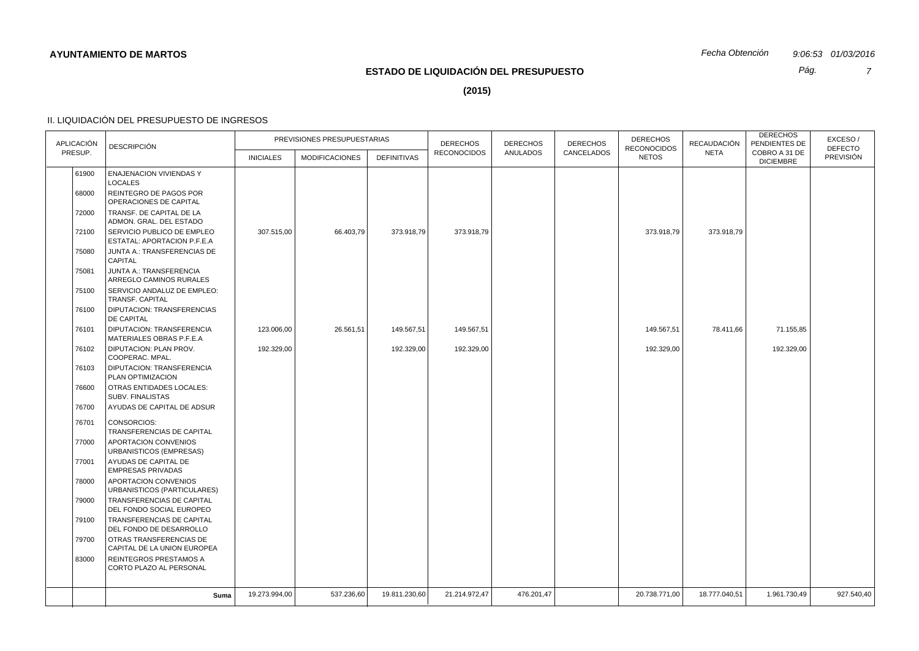**AYUNTAMIENTO DE MARTOS**

*Fecha Obtención* *9:06:53 01/03/2016*

## ESTADO DE LIQUIDACIÓN DEL PRESUPUESTO

**(2015)**

II. LIQUIDACIÓN DEL PRESUPUESTO DE INGRESOS

| APLICACIÓN PRESUP. | DESCRIPCIÓN | PREVISIONES PRESUPUESTARIAS | | | DERECHOS RECONOCIDOS | DERECHOS ANULADOS | DERECHOS CANCELADOS | DERECHOS RECONOCIDOS NETOS | RECAUDACIÓN NETA | DERECHOS PENDIENTES DE COBRO A 31 DE DICIEMBRE | EXCESO / DEFECTO PREVISIÓN |
|---|---|---|---|---|---|---|---|---|---|---|---|
| | | INICIALES | MODIFICACIONES | DEFINITIVAS | | | | | | | |
| 61900 | ENAJENACION VIVIENDAS Y LOCALES | | | | | | | | | | |
| 68000 | REINTEGRO DE PAGOS POR OPERACIONES DE CAPITAL | | | | | | | | | | |
| 72000 | TRANSF. DE CAPITAL DE LA ADMON. GRAL. DEL ESTADO | | | | | | | | | | |
| 72100 | SERVICIO PUBLICO DE EMPLEO ESTATAL: APORTACION P.F.E.A | 307.515,00 | 66.403,79 | 373.918,79 | 373.918,79 | | | 373.918,79 | 373.918,79 | | |
| 75080 | JUNTA A.: TRANSFERENCIAS DE CAPITAL | | | | | | | | | | |
| 75081 | JUNTA A.: TRANSFERENCIA ARREGLO CAMINOS RURALES | | | | | | | | | | |
| 75100 | SERVICIO ANDALUZ DE EMPLEO: TRANSF. CAPITAL | | | | | | | | | | |
| 76100 | DIPUTACION: TRANSFERENCIAS DE CAPITAL | | | | | | | | | | |
| 76101 | DIPUTACION: TRANSFERENCIA MATERIALES OBRAS P.F.E.A | 123.006,00 | 26.561,51 | 149.567,51 | 149.567,51 | | | 149.567,51 | 78.411,66 | 71.155,85 | |
| 76102 | DIPUTACION: PLAN PROV. COOPERAC. MPAL. | 192.329,00 | | 192.329,00 | 192.329,00 | | | 192.329,00 | | 192.329,00 | |
| 76103 | DIPUTACION: TRANSFERENCIA PLAN OPTIMIZACION | | | | | | | | | | |
| 76600 | OTRAS ENTIDADES LOCALES: SUBV. FINALISTAS | | | | | | | | | | |
| 76700 | AYUDAS DE CAPITAL DE ADSUR | | | | | | | | | | |
| 76701 | CONSORCIOS: TRANSFERENCIAS DE CAPITAL | | | | | | | | | | |
| 77000 | APORTACION CONVENIOS URBANISTICOS (EMPRESAS) | | | | | | | | | | |
| 77001 | AYUDAS DE CAPITAL DE EMPRESAS PRIVADAS | | | | | | | | | | |
| 78000 | APORTACION CONVENIOS URBANISTICOS (PARTICULARES) | | | | | | | | | | |
| 79000 | TRANSFERENCIAS DE CAPITAL DEL FONDO SOCIAL EUROPEO | | | | | | | | | | |
| 79100 | TRANSFERENCIAS DE CAPITAL DEL FONDO DE DESARROLLO | | | | | | | | | | |
| 79700 | OTRAS TRANSFERENCIAS DE CAPITAL DE LA UNION EUROPEA | | | | | | | | | | |
| 83000 | REINTEGROS PRESTAMOS A CORTO PLAZO AL PERSONAL | | | | | | | | | | |
| | **Suma** | 19.273.994,00 | 537.236,60 | 19.811.230,60 | 21.214.972,47 | 476.201,47 | | 20.738.771,00 | 18.777.040,51 | 1.961.730,49 | 927.540,40 |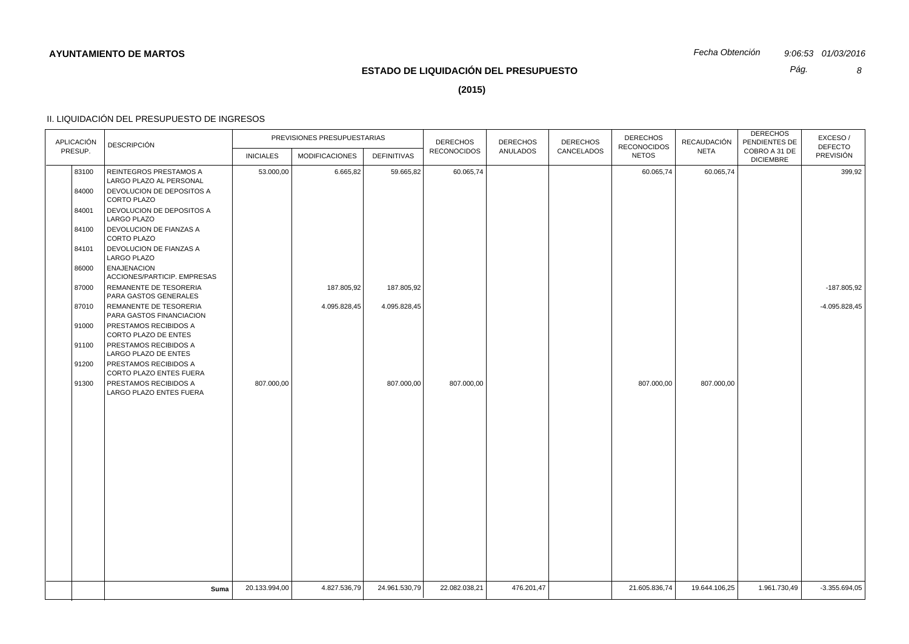**AYUNTAMIENTO DE MARTOS**

*Fecha Obtención* *9:06:53 01/03/2016*

## ESTADO DE LIQUIDACIÓN DEL PRESUPUESTO

**(2015)**

II. LIQUIDACIÓN DEL PRESUPUESTO DE INGRESOS

| APLICACIÓN PRESUP. | | DESCRIPCIÓN | PREVISIONES PRESUPUESTARIAS | | | DERECHOS RECONOCIDOS | DERECHOS ANULADOS | DERECHOS CANCELADOS | DERECHOS RECONOCIDOS NETOS | RECAUDACIÓN NETA | DERECHOS PENDIENTES DE COBRO A 31 DE DICIEMBRE | EXCESO / DEFECTO PREVISIÓN |
|---|---|---|---|---|---|---|---|---|---|---|---|---|
| | | | INICIALES | MODIFICACIONES | DEFINITIVAS | | | | | | | |
| | 83100 | REINTEGROS PRESTAMOS A LARGO PLAZO AL PERSONAL | 53.000,00 | 6.665,82 | 59.665,82 | 60.065,74 | | | 60.065,74 | 60.065,74 | | 399,92 |
| | 84000 | DEVOLUCION DE DEPOSITOS A CORTO PLAZO | | | | | | | | | | |
| | 84001 | DEVOLUCION DE DEPOSITOS A LARGO PLAZO | | | | | | | | | | |
| | 84100 | DEVOLUCION DE FIANZAS A CORTO PLAZO | | | | | | | | | | |
| | 84101 | DEVOLUCION DE FIANZAS A LARGO PLAZO | | | | | | | | | | |
| | 86000 | ENAJENACION ACCIONES/PARTICIP. EMPRESAS | | | | | | | | | | |
| | 87000 | REMANENTE DE TESORERIA PARA GASTOS GENERALES | | 187.805,92 | 187.805,92 | | | | | | | -187.805,92 |
| | 87010 | REMANENTE DE TESORERIA PARA GASTOS FINANCIACION | | 4.095.828,45 | 4.095.828,45 | | | | | | | -4.095.828,45 |
| | 91000 | PRESTAMOS RECIBIDOS A CORTO PLAZO DE ENTES | | | | | | | | | | |
| | 91100 | PRESTAMOS RECIBIDOS A LARGO PLAZO DE ENTES | | | | | | | | | | |
| | 91200 | PRESTAMOS RECIBIDOS A CORTO PLAZO ENTES FUERA | | | | | | | | | | |
| | 91300 | PRESTAMOS RECIBIDOS A LARGO PLAZO ENTES FUERA | 807.000,00 | | 807.000,00 | 807.000,00 | | | 807.000,00 | 807.000,00 | | |
| | | **Suma** | 20.133.994,00 | 4.827.536,79 | 24.961.530,79 | 22.082.038,21 | 476.201,47 | | 21.605.836,74 | 19.644.106,25 | 1.961.730,49 | -3.355.694,05 |